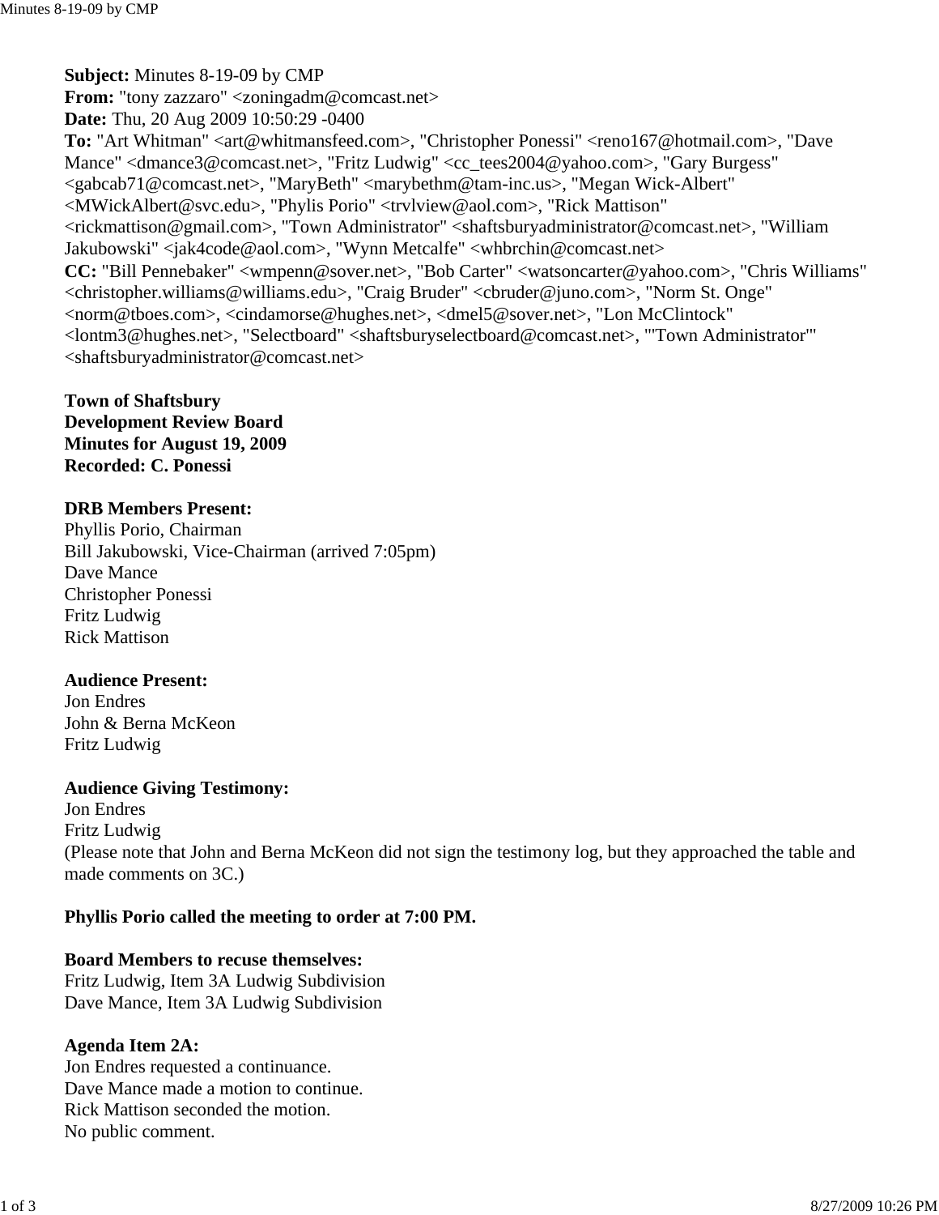**Subject:** Minutes 8-19-09 by CMP
**From:** "tony zazzaro" <zoningadm@comcast.net>
**Date:** Thu, 20 Aug 2009 10:50:29 -0400
**To:** "Art Whitman" <art@whitmansfeed.com>, "Christopher Ponessi" <reno167@hotmail.com>, "Dave Mance" <dmance3@comcast.net>, "Fritz Ludwig" <cc_tees2004@yahoo.com>, "Gary Burgess" <gabcab71@comcast.net>, "MaryBeth" <marybethm@tam-inc.us>, "Megan Wick-Albert" <MWickAlbert@svc.edu>, "Phylis Porio" <trvlview@aol.com>, "Rick Mattison" <rickmattison@gmail.com>, "Town Administrator" <shaftsburyadministrator@comcast.net>, "William Jakubowski" <jak4code@aol.com>, "Wynn Metcalfe" <whbrchin@comcast.net>
**CC:** "Bill Pennebaker" <wmpenn@sover.net>, "Bob Carter" <watsoncarter@yahoo.com>, "Chris Williams" <christopher.williams@williams.edu>, "Craig Bruder" <cbruder@juno.com>, "Norm St. Onge" <norm@tboes.com>, <cindamorse@hughes.net>, <dmel5@sover.net>, "Lon McClintock" <lontm3@hughes.net>, "Selectboard" <shaftsburyselectboard@comcast.net>, "'Town Administrator'" <shaftsburyadministrator@comcast.net>

**Town of Shaftsbury**
**Development Review Board**
**Minutes for August 19, 2009**
**Recorded: C. Ponessi**

**DRB Members Present:**
Phyllis Porio, Chairman
Bill Jakubowski, Vice-Chairman (arrived 7:05pm)
Dave Mance
Christopher Ponessi
Fritz Ludwig
Rick Mattison

**Audience Present:**
Jon Endres
John & Berna McKeon
Fritz Ludwig

**Audience Giving Testimony:**
Jon Endres
Fritz Ludwig
(Please note that John and Berna McKeon did not sign the testimony log, but they approached the table and made comments on 3C.)

**Phyllis Porio called the meeting to order at 7:00 PM.**

**Board Members to recuse themselves:**
Fritz Ludwig, Item 3A Ludwig Subdivision
Dave Mance, Item 3A Ludwig Subdivision

**Agenda Item 2A:**
Jon Endres requested a continuance.
Dave Mance made a motion to continue.
Rick Mattison seconded the motion.
No public comment.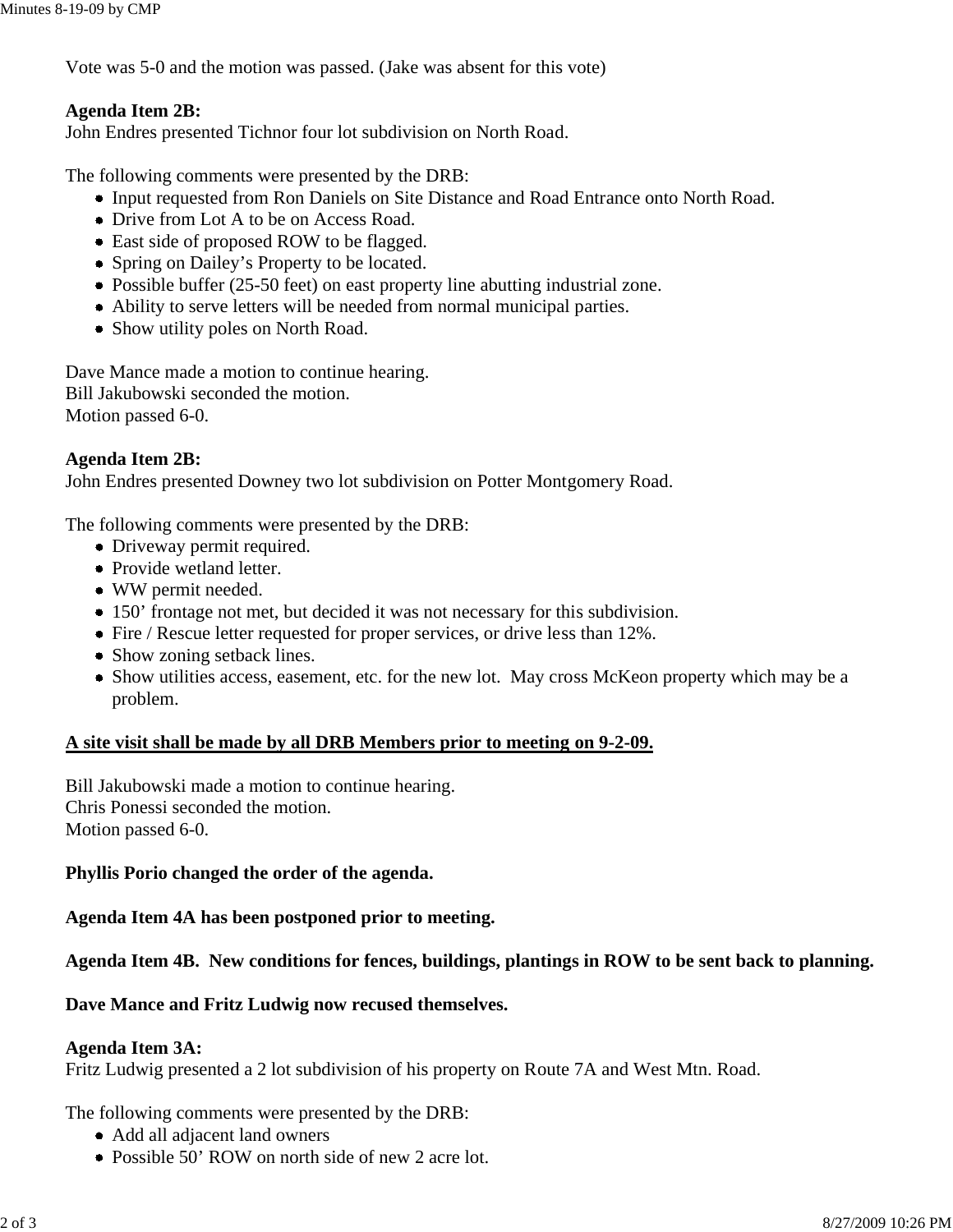Vote was 5-0 and the motion was passed. (Jake was absent for this vote)

**Agenda Item 2B:**
John Endres presented Tichnor four lot subdivision on North Road.

The following comments were presented by the DRB:

- Input requested from Ron Daniels on Site Distance and Road Entrance onto North Road.
- Drive from Lot A to be on Access Road.
- East side of proposed ROW to be flagged.
- Spring on Dailey's Property to be located.
- Possible buffer (25-50 feet) on east property line abutting industrial zone.
- Ability to serve letters will be needed from normal municipal parties.
- Show utility poles on North Road.

Dave Mance made a motion to continue hearing.
Bill Jakubowski seconded the motion.
Motion passed 6-0.

**Agenda Item 2B:**
John Endres presented Downey two lot subdivision on Potter Montgomery Road.

The following comments were presented by the DRB:

- Driveway permit required.
- Provide wetland letter.
- WW permit needed.
- 150' frontage not met, but decided it was not necessary for this subdivision.
- Fire / Rescue letter requested for proper services, or drive less than 12%.
- Show zoning setback lines.
- Show utilities access, easement, etc. for the new lot. May cross McKeon property which may be a problem.

**<u>A site visit shall be made by all DRB Members prior to meeting on 9-2-09.</u>**

Bill Jakubowski made a motion to continue hearing.
Chris Ponessi seconded the motion.
Motion passed 6-0.

**Phyllis Porio changed the order of the agenda.**

**Agenda Item 4A has been postponed prior to meeting.**

**Agenda Item 4B. New conditions for fences, buildings, plantings in ROW to be sent back to planning.**

**Dave Mance and Fritz Ludwig now recused themselves.**

**Agenda Item 3A:**
Fritz Ludwig presented a 2 lot subdivision of his property on Route 7A and West Mtn. Road.

The following comments were presented by the DRB:

- Add all adjacent land owners
- Possible 50' ROW on north side of new 2 acre lot.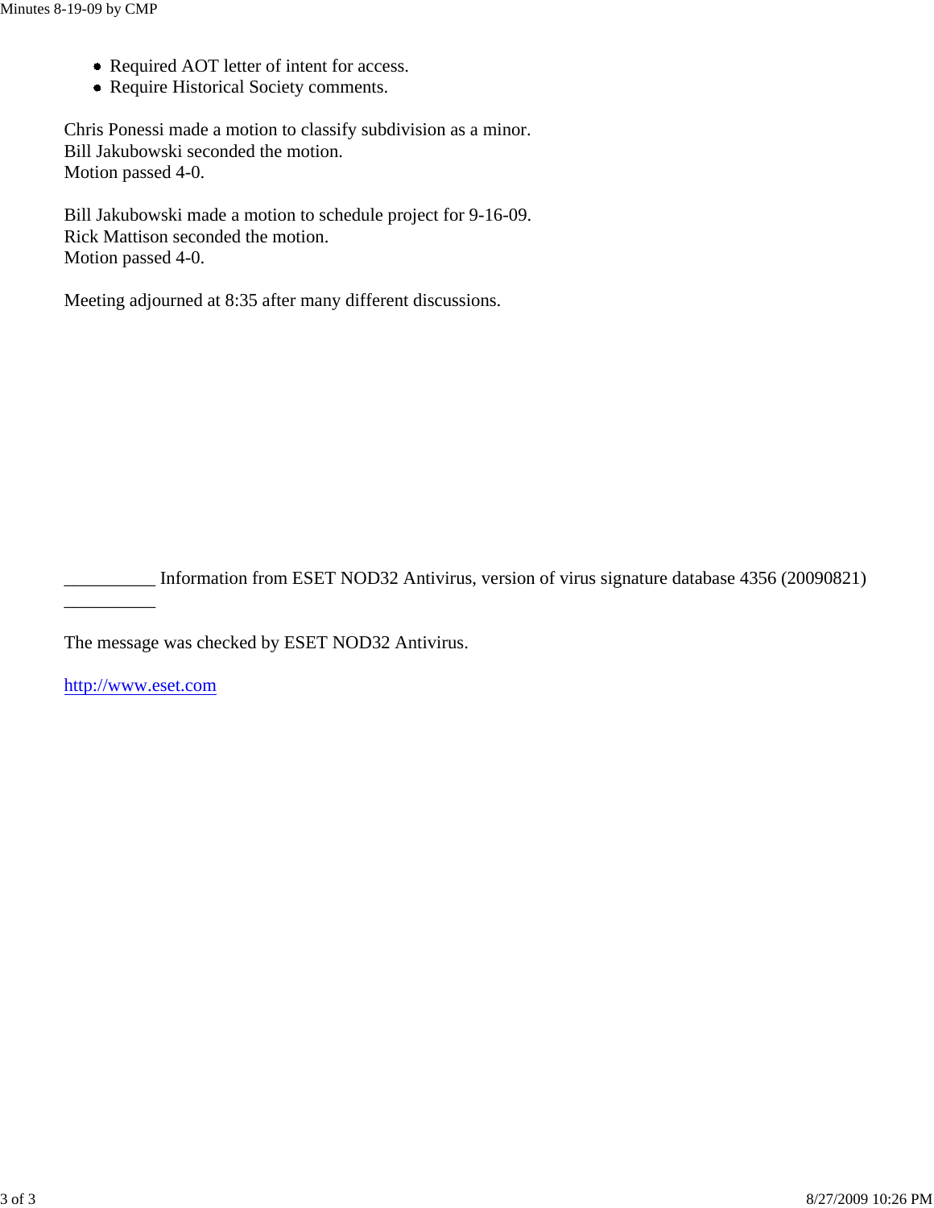- Required AOT letter of intent for access.
- Require Historical Society comments.

Chris Ponessi made a motion to classify subdivision as a minor.
Bill Jakubowski seconded the motion.
Motion passed 4-0.

Bill Jakubowski made a motion to schedule project for 9-16-09.
Rick Mattison seconded the motion.
Motion passed 4-0.

Meeting adjourned at 8:35 after many different discussions.

__________ Information from ESET NOD32 Antivirus, version of virus signature database 4356 (20090821) __________

The message was checked by ESET NOD32 Antivirus.

http://www.eset.com